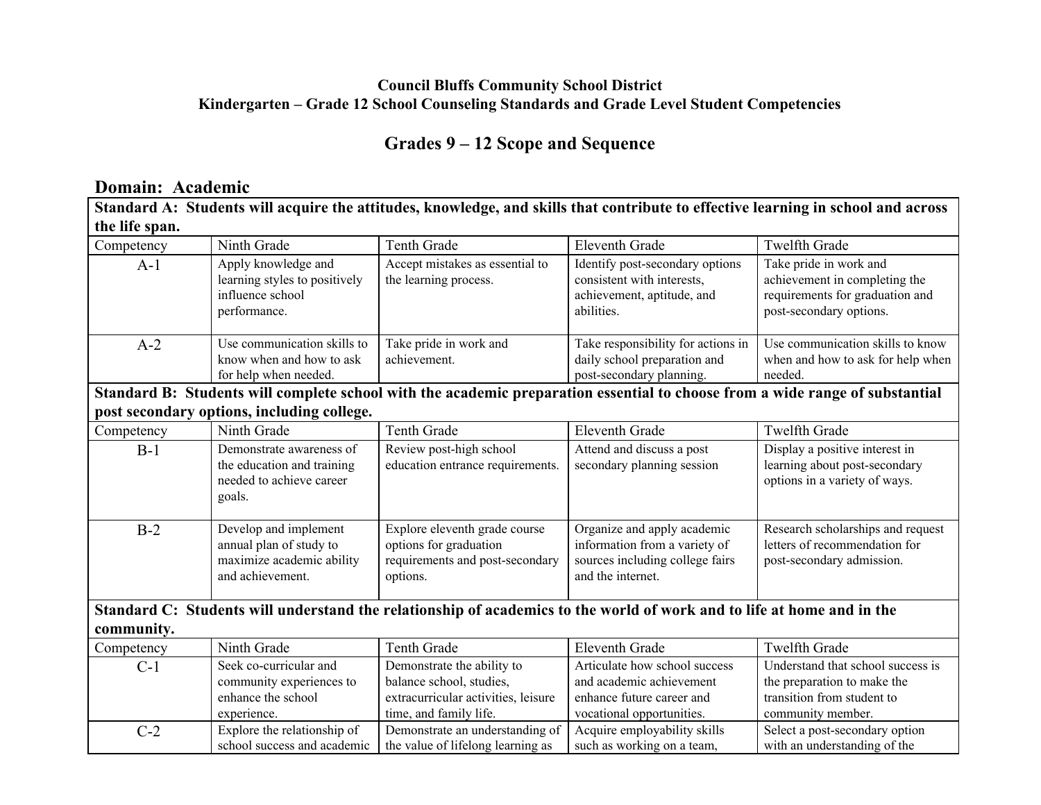**Council Bluffs Community School District**
**Kindergarten – Grade 12 School Counseling Standards and Grade Level Student Competencies**

## Grades 9 – 12 Scope and Sequence

### Domain: Academic

| **Standard A: Students will acquire the attitudes, knowledge, and skills that contribute to effective learning in school and across the life span.** | | | | |
|---|---|---|---|---|
| Competency | Ninth Grade | Tenth Grade | Eleventh Grade | Twelfth Grade |
| A-1 | Apply knowledge and learning styles to positively influence school performance. | Accept mistakes as essential to the learning process. | Identify post-secondary options consistent with interests, achievement, aptitude, and abilities. | Take pride in work and achievement in completing the requirements for graduation and post-secondary options. |
| A-2 | Use communication skills to know when and how to ask for help when needed. | Take pride in work and achievement. | Take responsibility for actions in daily school preparation and post-secondary planning. | Use communication skills to know when and how to ask for help when needed. |
| **Standard B: Students will complete school with the academic preparation essential to choose from a wide range of substantial post secondary options, including college.** | | | | |
| Competency | Ninth Grade | Tenth Grade | Eleventh Grade | Twelfth Grade |
| B-1 | Demonstrate awareness of the education and training needed to achieve career goals. | Review post-high school education entrance requirements. | Attend and discuss a post secondary planning session | Display a positive interest in learning about post-secondary options in a variety of ways. |
| B-2 | Develop and implement annual plan of study to maximize academic ability and achievement. | Explore eleventh grade course options for graduation requirements and post-secondary options. | Organize and apply academic information from a variety of sources including college fairs and the internet. | Research scholarships and request letters of recommendation for post-secondary admission. |
| **Standard C: Students will understand the relationship of academics to the world of work and to life at home and in the community.** | | | | |
| Competency | Ninth Grade | Tenth Grade | Eleventh Grade | Twelfth Grade |
| C-1 | Seek co-curricular and community experiences to enhance the school experience. | Demonstrate the ability to balance school, studies, extracurricular activities, leisure time, and family life. | Articulate how school success and academic achievement enhance future career and vocational opportunities. | Understand that school success is the preparation to make the transition from student to community member. |
| C-2 | Explore the relationship of school success and academic | Demonstrate an understanding of the value of lifelong learning as | Acquire employability skills such as working on a team, | Select a post-secondary option with an understanding of the |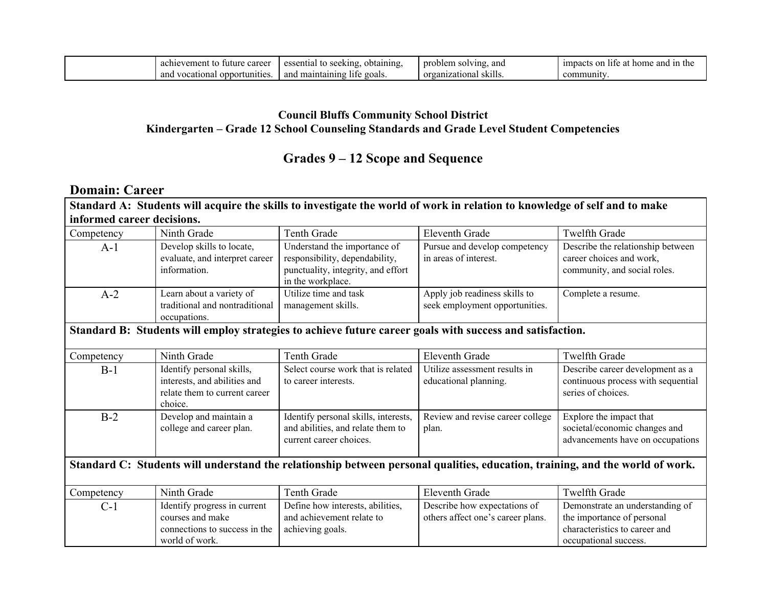| | achievement to future career and vocational opportunities. | essential to seeking, obtaining, and maintaining life goals. | problem solving, and organizational skills. | impacts on life at home and in the community. |
|---|---|---|---|---|

**Council Bluffs Community School District**
**Kindergarten – Grade 12 School Counseling Standards and Grade Level Student Competencies**

## Grades 9 – 12 Scope and Sequence

## Domain: Career

| **Standard A: Students will acquire the skills to investigate the world of work in relation to knowledge of self and to make informed career decisions.** | | | | |
|---|---|---|---|---|
| Competency | Ninth Grade | Tenth Grade | Eleventh Grade | Twelfth Grade |
| A-1 | Develop skills to locate, evaluate, and interpret career information. | Understand the importance of responsibility, dependability, punctuality, integrity, and effort in the workplace. | Pursue and develop competency in areas of interest. | Describe the relationship between career choices and work, community, and social roles. |
| A-2 | Learn about a variety of traditional and nontraditional occupations. | Utilize time and task management skills. | Apply job readiness skills to seek employment opportunities. | Complete a resume. |
| **Standard B: Students will employ strategies to achieve future career goals with success and satisfaction.** | | | | |
| Competency | Ninth Grade | Tenth Grade | Eleventh Grade | Twelfth Grade |
| B-1 | Identify personal skills, interests, and abilities and relate them to current career choice. | Select course work that is related to career interests. | Utilize assessment results in educational planning. | Describe career development as a continuous process with sequential series of choices. |
| B-2 | Develop and maintain a college and career plan. | Identify personal skills, interests, and abilities, and relate them to current career choices. | Review and revise career college plan. | Explore the impact that societal/economic changes and advancements have on occupations |
| **Standard C: Students will understand the relationship between personal qualities, education, training, and the world of work.** | | | | |
| Competency | Ninth Grade | Tenth Grade | Eleventh Grade | Twelfth Grade |
| C-1 | Identify progress in current courses and make connections to success in the world of work. | Define how interests, abilities, and achievement relate to achieving goals. | Describe how expectations of others affect one's career plans. | Demonstrate an understanding of the importance of personal characteristics to career and occupational success. |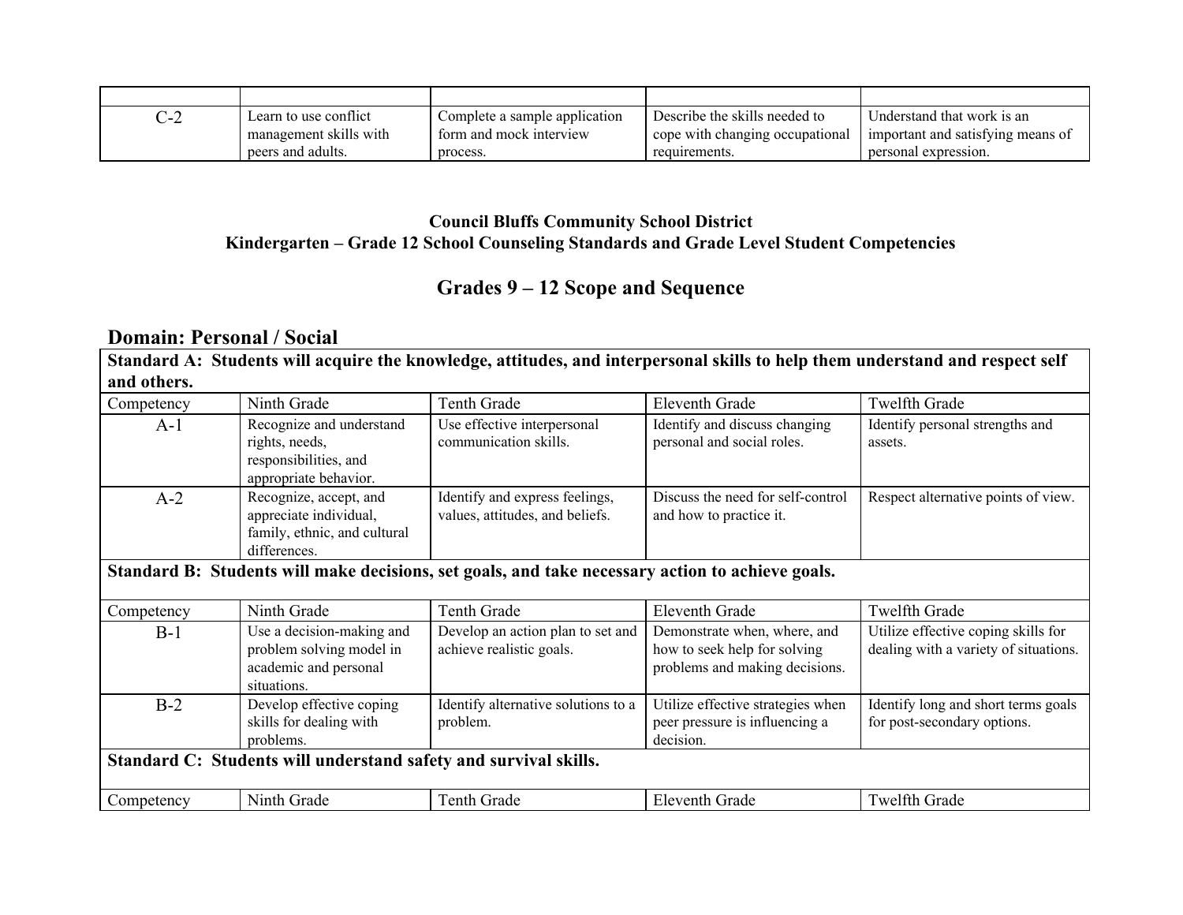| | | | | |
|---|---|---|---|---|
| C-2 | Learn to use conflict management skills with peers and adults. | Complete a sample application form and mock interview process. | Describe the skills needed to cope with changing occupational requirements. | Understand that work is an important and satisfying means of personal expression. |

**Council Bluffs Community School District**
**Kindergarten – Grade 12 School Counseling Standards and Grade Level Student Competencies**

## Grades 9 – 12 Scope and Sequence

### Domain: Personal / Social

| **Standard A: Students will acquire the knowledge, attitudes, and interpersonal skills to help them understand and respect self and others.** | | | | |
|---|---|---|---|---|
| Competency | Ninth Grade | Tenth Grade | Eleventh Grade | Twelfth Grade |
| A-1 | Recognize and understand rights, needs, responsibilities, and appropriate behavior. | Use effective interpersonal communication skills. | Identify and discuss changing personal and social roles. | Identify personal strengths and assets. |
| A-2 | Recognize, accept, and appreciate individual, family, ethnic, and cultural differences. | Identify and express feelings, values, attitudes, and beliefs. | Discuss the need for self-control and how to practice it. | Respect alternative points of view. |
| **Standard B: Students will make decisions, set goals, and take necessary action to achieve goals.** | | | | |
| Competency | Ninth Grade | Tenth Grade | Eleventh Grade | Twelfth Grade |
| B-1 | Use a decision-making and problem solving model in academic and personal situations. | Develop an action plan to set and achieve realistic goals. | Demonstrate when, where, and how to seek help for solving problems and making decisions. | Utilize effective coping skills for dealing with a variety of situations. |
| B-2 | Develop effective coping skills for dealing with problems. | Identify alternative solutions to a problem. | Utilize effective strategies when peer pressure is influencing a decision. | Identify long and short terms goals for post-secondary options. |
| **Standard C: Students will understand safety and survival skills.** | | | | |
| Competency | Ninth Grade | Tenth Grade | Eleventh Grade | Twelfth Grade |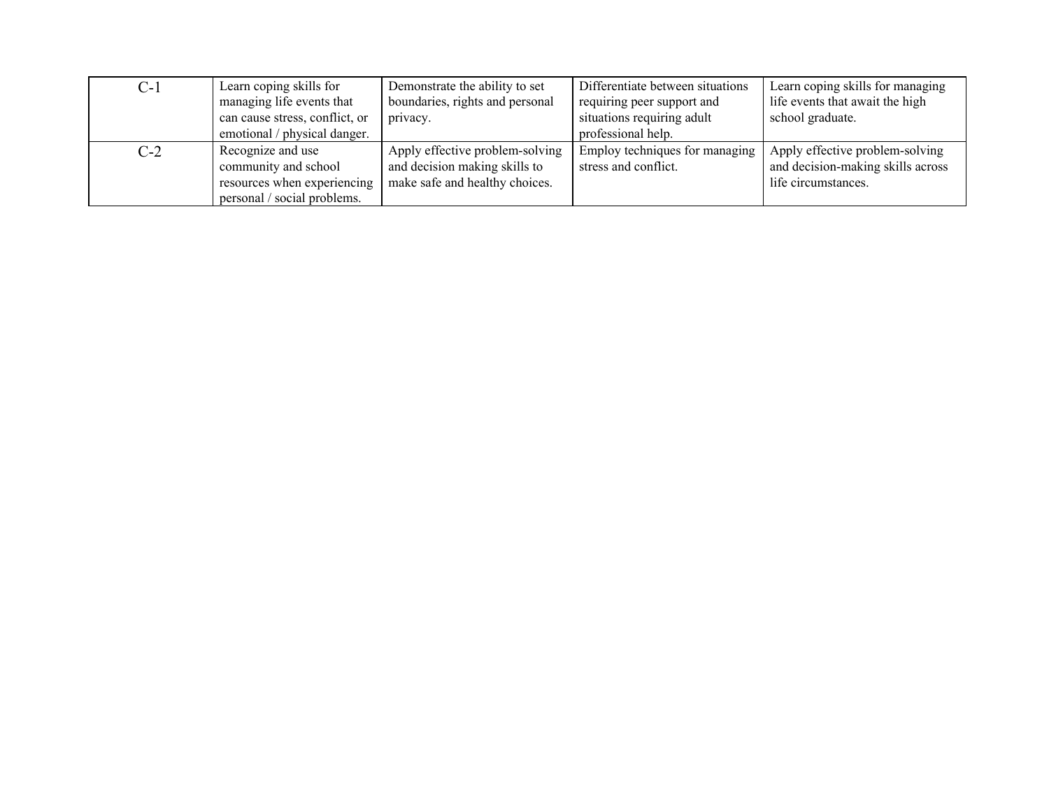| | | | | |
|---|---|---|---|---|
| C-1 | Learn coping skills for managing life events that can cause stress, conflict, or emotional / physical danger. | Demonstrate the ability to set boundaries, rights and personal privacy. | Differentiate between situations requiring peer support and situations requiring adult professional help. | Learn coping skills for managing life events that await the high school graduate. |
| C-2 | Recognize and use community and school resources when experiencing personal / social problems. | Apply effective problem-solving and decision making skills to make safe and healthy choices. | Employ techniques for managing stress and conflict. | Apply effective problem-solving and decision-making skills across life circumstances. |